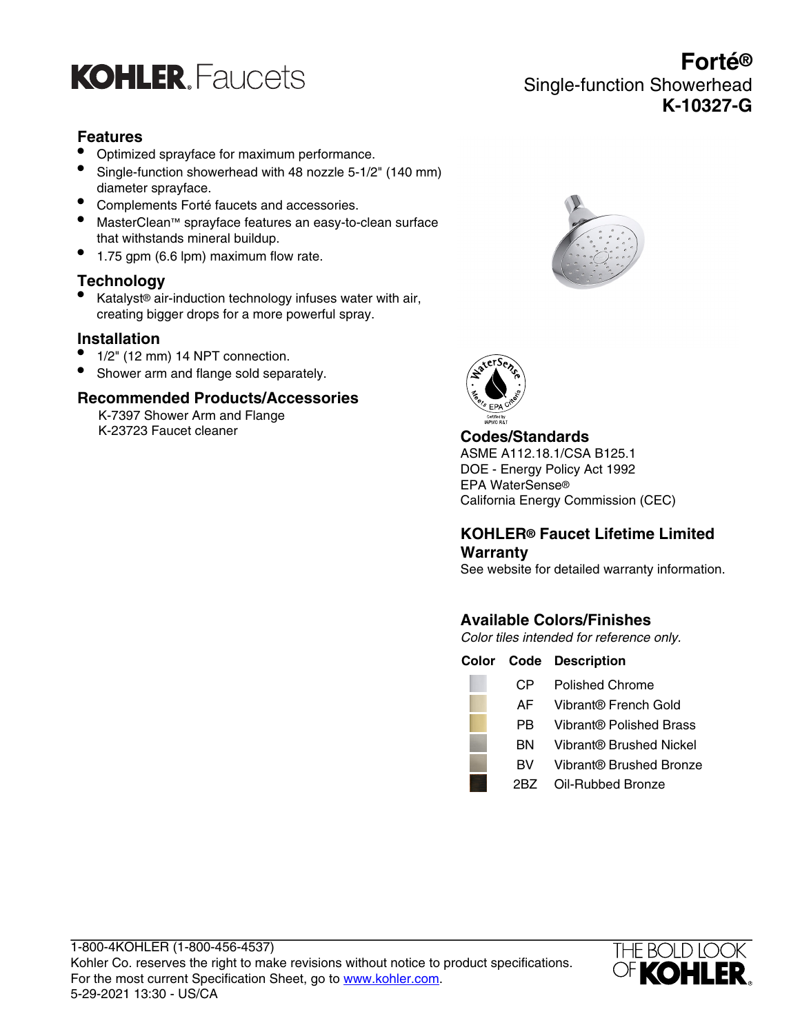KOHLER. Faucets

# Forté®

Single-function Showerhead

**K-10327-G**

## Features

- Optimized sprayface for maximum performance.
- Single-function showerhead with 48 nozzle 5-1/2" (140 mm) diameter sprayface.
- Complements Forté faucets and accessories.
- MasterClean™ sprayface features an easy-to-clean surface that withstands mineral buildup.
- 1.75 gpm (6.6 lpm) maximum flow rate.

## Technology

- Katalyst® air-induction technology infuses water with air, creating bigger drops for a more powerful spray.

## Installation

- 1/2" (12 mm) 14 NPT connection.
- Shower arm and flange sold separately.

## Recommended Products/Accessories

K-7397 Shower Arm and Flange
K-23723 Faucet cleaner

## Codes/Standards

ASME A112.18.1/CSA B125.1
DOE - Energy Policy Act 1992
EPA WaterSense®
California Energy Commission (CEC)

## KOHLER® Faucet Lifetime Limited Warranty

See website for detailed warranty information.

## Available Colors/Finishes

*Color tiles intended for reference only.*

| Color | Code | Description |
| --- | --- | --- |
| | CP | Polished Chrome |
| | AF | Vibrant® French Gold |
| | PB | Vibrant® Polished Brass |
| | BN | Vibrant® Brushed Nickel |
| | BV | Vibrant® Brushed Bronze |
| | 2BZ | Oil-Rubbed Bronze |

1-800-4KOHLER (1-800-456-4537)
Kohler Co. reserves the right to make revisions without notice to product specifications.
For the most current Specification Sheet, go to www.kohler.com.
5-29-2021 13:30 - US/CA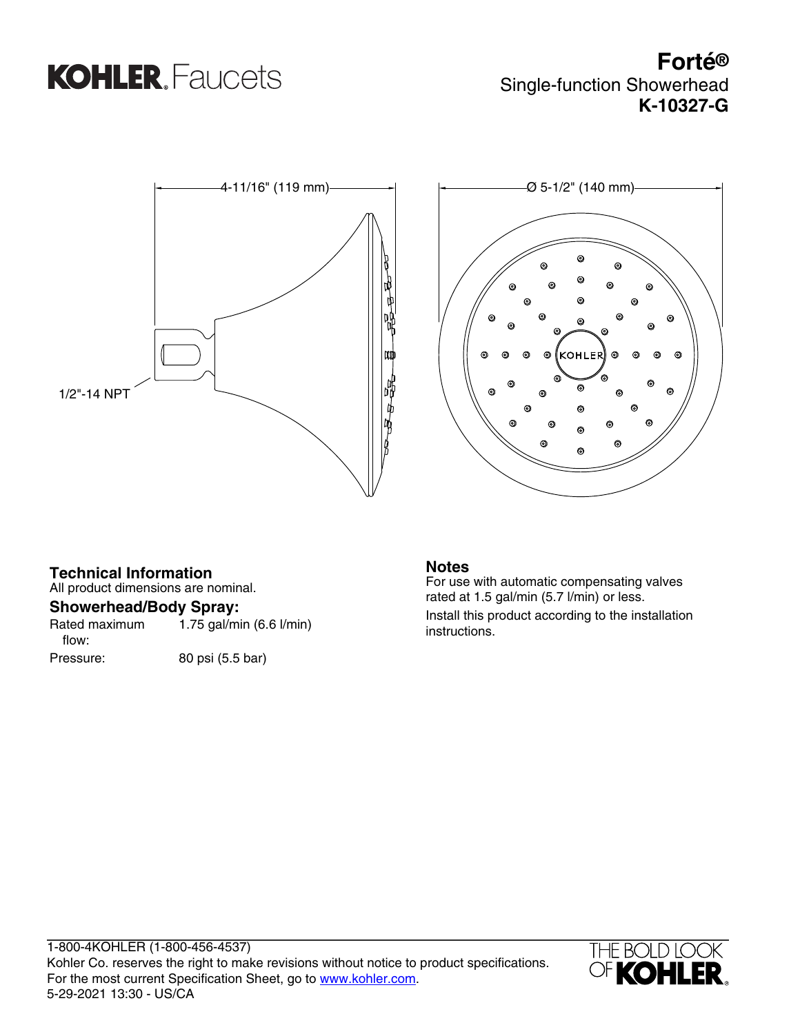KOHLER. Faucets

# Forté®

Single-function Showerhead

**K-10327-G**

4-11/16" (119 mm)

Ø 5-1/2" (140 mm)

1/2"-14 NPT

KOHLER

## Technical Information

All product dimensions are nominal.

### Showerhead/Body Spray:

| | |
|---|---|
| Rated maximum flow: | 1.75 gal/min (6.6 l/min) |
| Pressure: | 80 psi (5.5 bar) |

## Notes

For use with automatic compensating valves rated at 1.5 gal/min (5.7 l/min) or less.

Install this product according to the installation instructions.

1-800-4KOHLER (1-800-456-4537)
Kohler Co. reserves the right to make revisions without notice to product specifications.
For the most current Specification Sheet, go to www.kohler.com.
5-29-2021 13:30 - US/CA

THE BOLD LOOK OF KOHLER.